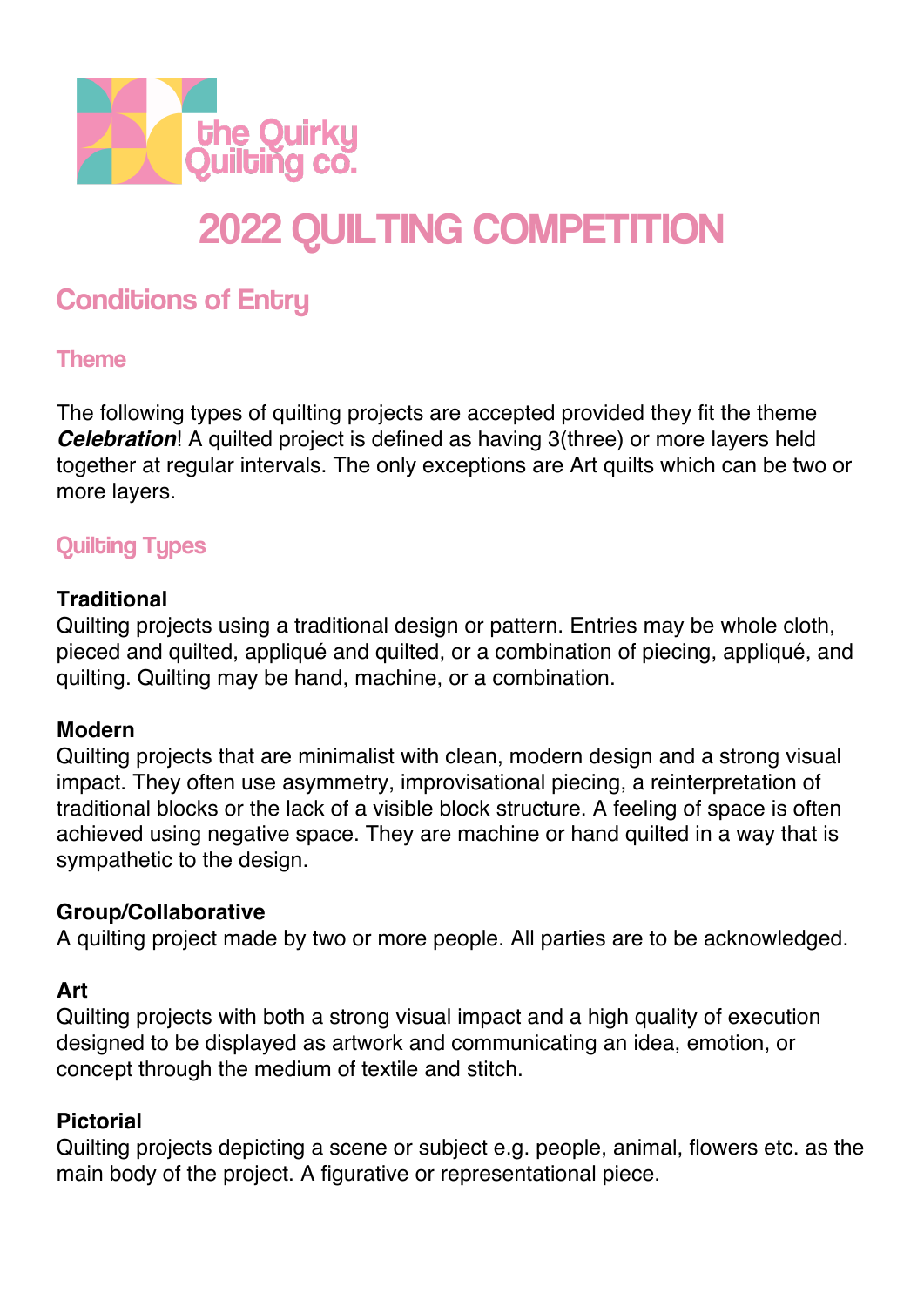the Quirky Quilting co.

# 2022 QUILTING COMPETITION

## Conditions of Entry

### Theme

The following types of quilting projects are accepted provided they fit the theme ***Celebration***! A quilted project is defined as having 3(three) or more layers held together at regular intervals. The only exceptions are Art quilts which can be two or more layers.

### Quilting Types

**Traditional**
Quilting projects using a traditional design or pattern. Entries may be whole cloth, pieced and quilted, appliqué and quilted, or a combination of piecing, appliqué, and quilting. Quilting may be hand, machine, or a combination.

**Modern**
Quilting projects that are minimalist with clean, modern design and a strong visual impact. They often use asymmetry, improvisational piecing, a reinterpretation of traditional blocks or the lack of a visible block structure. A feeling of space is often achieved using negative space. They are machine or hand quilted in a way that is sympathetic to the design.

**Group/Collaborative**
A quilting project made by two or more people. All parties are to be acknowledged.

**Art**
Quilting projects with both a strong visual impact and a high quality of execution designed to be displayed as artwork and communicating an idea, emotion, or concept through the medium of textile and stitch.

**Pictorial**
Quilting projects depicting a scene or subject e.g. people, animal, flowers etc. as the main body of the project. A figurative or representational piece.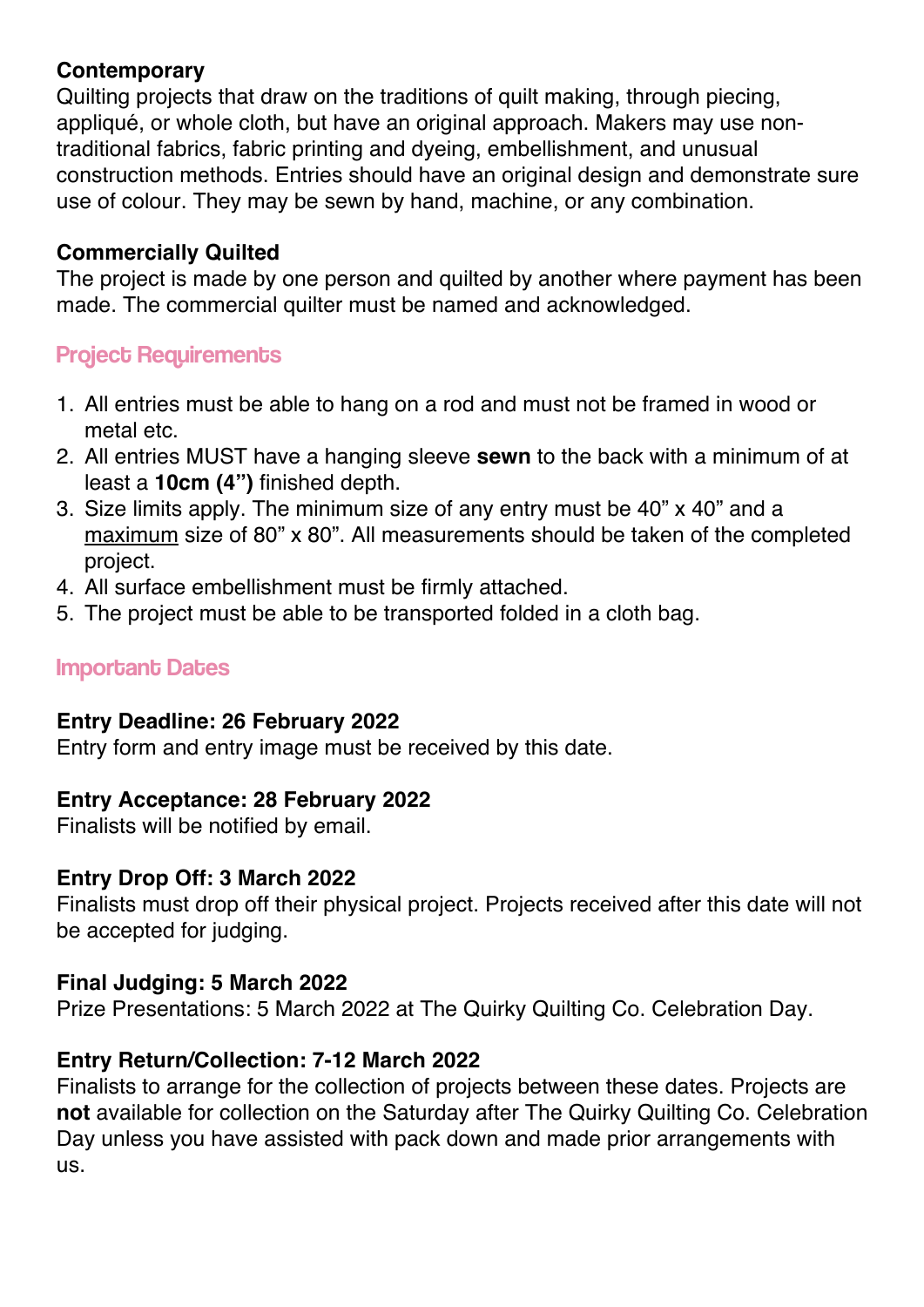### Contemporary

Quilting projects that draw on the traditions of quilt making, through piecing, appliqué, or whole cloth, but have an original approach. Makers may use non-traditional fabrics, fabric printing and dyeing, embellishment, and unusual construction methods. Entries should have an original design and demonstrate sure use of colour. They may be sewn by hand, machine, or any combination.

### Commercially Quilted

The project is made by one person and quilted by another where payment has been made. The commercial quilter must be named and acknowledged.

## Project Requirements

1. All entries must be able to hang on a rod and must not be framed in wood or metal etc.
2. All entries MUST have a hanging sleeve **sewn** to the back with a minimum of at least a **10cm (4")** finished depth.
3. Size limits apply. The minimum size of any entry must be 40" x 40" and a <u>maximum</u> size of 80" x 80". All measurements should be taken of the completed project.
4. All surface embellishment must be firmly attached.
5. The project must be able to be transported folded in a cloth bag.

## Important Dates

**Entry Deadline: 26 February 2022**
Entry form and entry image must be received by this date.

**Entry Acceptance: 28 February 2022**
Finalists will be notified by email.

**Entry Drop Off: 3 March 2022**
Finalists must drop off their physical project. Projects received after this date will not be accepted for judging.

**Final Judging: 5 March 2022**
Prize Presentations: 5 March 2022 at The Quirky Quilting Co. Celebration Day.

**Entry Return/Collection: 7-12 March 2022**
Finalists to arrange for the collection of projects between these dates. Projects are **not** available for collection on the Saturday after The Quirky Quilting Co. Celebration Day unless you have assisted with pack down and made prior arrangements with us.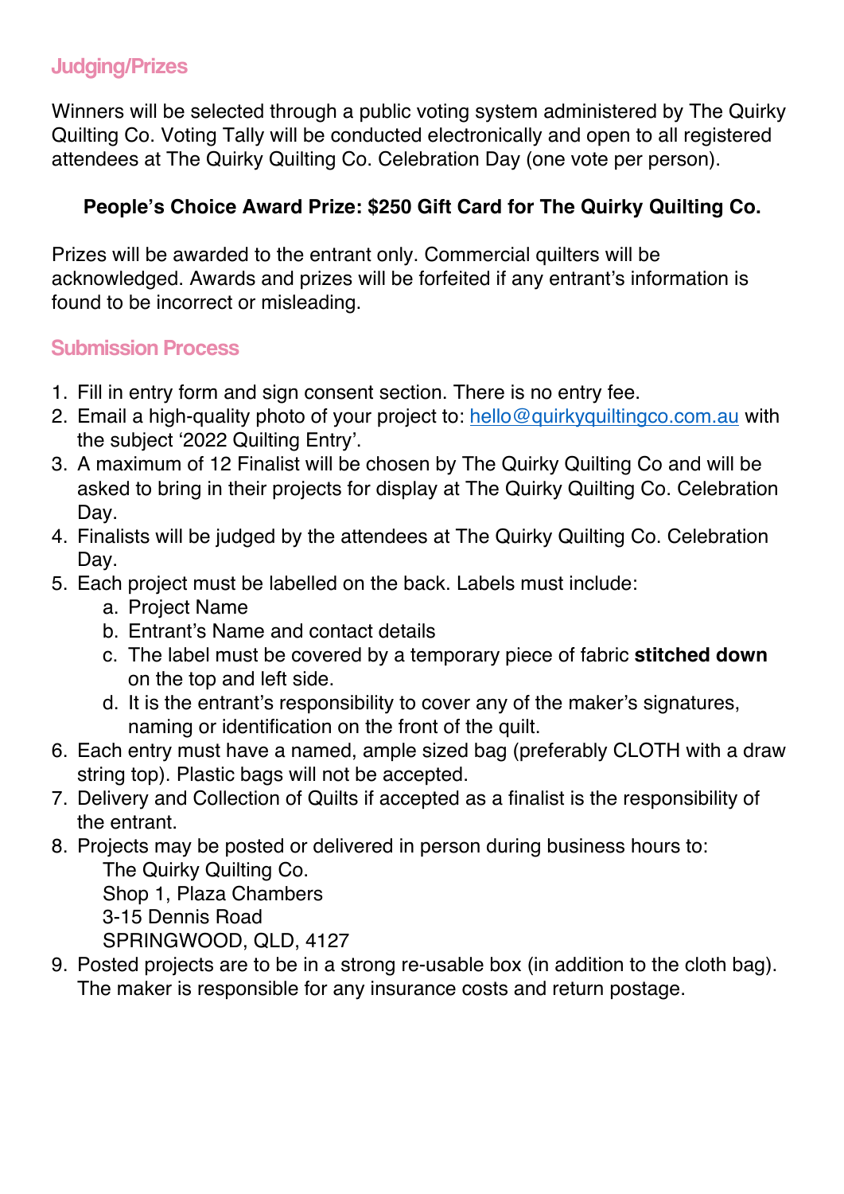## Judging/Prizes

Winners will be selected through a public voting system administered by The Quirky Quilting Co. Voting Tally will be conducted electronically and open to all registered attendees at The Quirky Quilting Co. Celebration Day (one vote per person).

**People's Choice Award Prize: $250 Gift Card for The Quirky Quilting Co.**

Prizes will be awarded to the entrant only. Commercial quilters will be acknowledged. Awards and prizes will be forfeited if any entrant's information is found to be incorrect or misleading.

## Submission Process

1. Fill in entry form and sign consent section. There is no entry fee.
2. Email a high-quality photo of your project to: hello@quirkyquiltingco.com.au with the subject '2022 Quilting Entry'.
3. A maximum of 12 Finalist will be chosen by The Quirky Quilting Co and will be asked to bring in their projects for display at The Quirky Quilting Co. Celebration Day.
4. Finalists will be judged by the attendees at The Quirky Quilting Co. Celebration Day.
5. Each project must be labelled on the back. Labels must include:
    a. Project Name
    b. Entrant's Name and contact details
    c. The label must be covered by a temporary piece of fabric **stitched down** on the top and left side.
    d. It is the entrant's responsibility to cover any of the maker's signatures, naming or identification on the front of the quilt.
6. Each entry must have a named, ample sized bag (preferably CLOTH with a draw string top). Plastic bags will not be accepted.
7. Delivery and Collection of Quilts if accepted as a finalist is the responsibility of the entrant.
8. Projects may be posted or delivered in person during business hours to:
   The Quirky Quilting Co.
   Shop 1, Plaza Chambers
   3-15 Dennis Road
   SPRINGWOOD, QLD, 4127
9. Posted projects are to be in a strong re-usable box (in addition to the cloth bag). The maker is responsible for any insurance costs and return postage.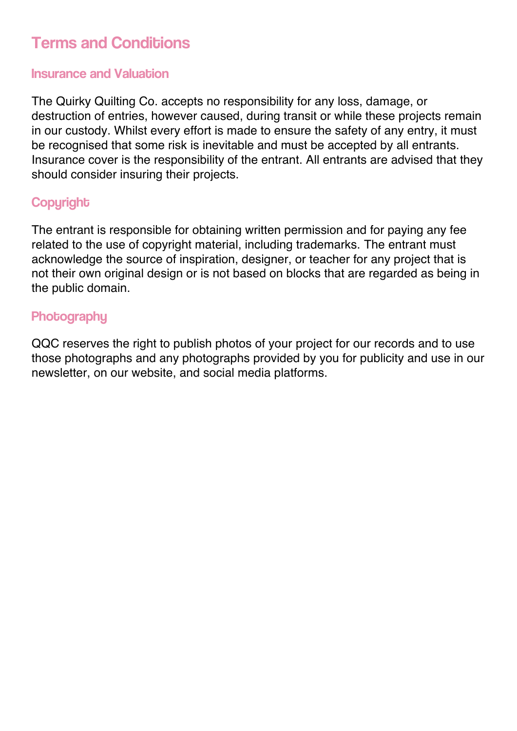# Terms and Conditions

## Insurance and Valuation

The Quirky Quilting Co. accepts no responsibility for any loss, damage, or destruction of entries, however caused, during transit or while these projects remain in our custody. Whilst every effort is made to ensure the safety of any entry, it must be recognised that some risk is inevitable and must be accepted by all entrants. Insurance cover is the responsibility of the entrant. All entrants are advised that they should consider insuring their projects.

## Copyright

The entrant is responsible for obtaining written permission and for paying any fee related to the use of copyright material, including trademarks. The entrant must acknowledge the source of inspiration, designer, or teacher for any project that is not their own original design or is not based on blocks that are regarded as being in the public domain.

## Photography

QQC reserves the right to publish photos of your project for our records and to use those photographs and any photographs provided by you for publicity and use in our newsletter, on our website, and social media platforms.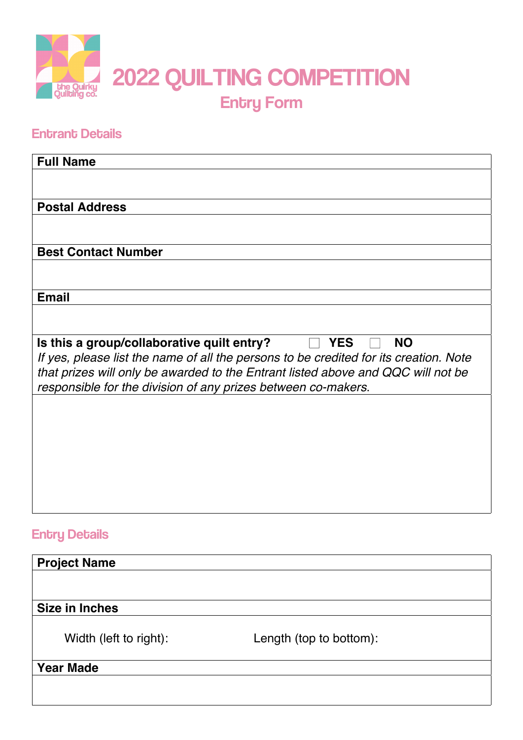# 2022 QUILTING COMPETITION

## Entry Form

### Entrant Details

| Full Name |
|---|
| |
| **Postal Address** |
| |
| **Best Contact Number** |
| |
| **Email** |
| |
| **Is this a group/collaborative quilt entry?** ☐ **YES** ☐ **NO** <br> *If yes, please list the name of all the persons to be credited for its creation. Note that prizes will only be awarded to the Entrant listed above and QQC will not be responsible for the division of any prizes between co-makers.* |
| |

### Entry Details

| Project Name | |
|---|---|
| | |
| **Size in Inches** | |
| Width (left to right): | Length (top to bottom): |
| **Year Made** | |
| | |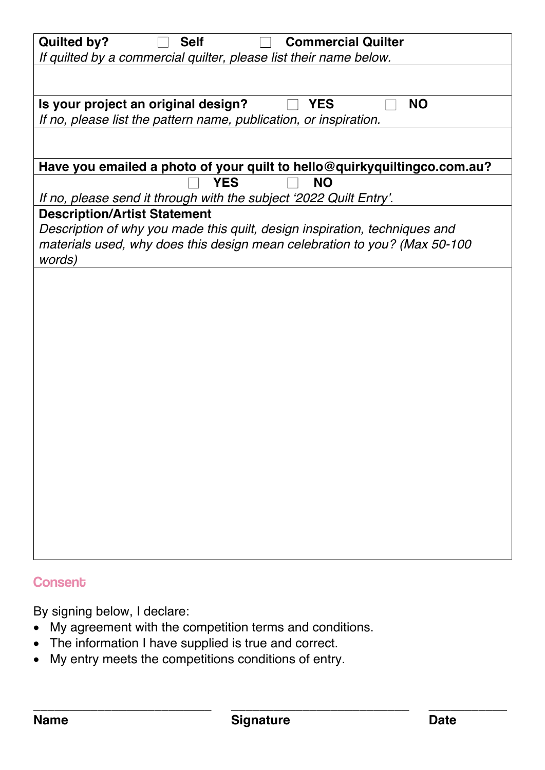| | |
|---|---|
| **Quilted by?** ☐ **Self** ☐ **Commercial Quilter**<br>*If quilted by a commercial quilter, please list their name below.* | |
| | |
| **Is your project an original design?** ☐ **YES** ☐ **NO**<br>*If no, please list the pattern name, publication, or inspiration.* | |
| | |
| **Have you emailed a photo of your quilt to hello@quirkyquiltingco.com.au?** | |
| ☐ **YES** ☐ **NO**<br>*If no, please send it through with the subject '2022 Quilt Entry'.* | |
| **Description/Artist Statement**<br>*Description of why you made this quilt, design inspiration, techniques and materials used, why does this design mean celebration to you? (Max 50-100 words)* | |
| | |

## Consent

By signing below, I declare:

- My agreement with the competition terms and conditions.
- The information I have supplied is true and correct.
- My entry meets the competitions conditions of entry.

| | | |
|---|---|---|
| ___________________________ | ___________________________ | ____________ |
| **Name** | **Signature** | **Date** |